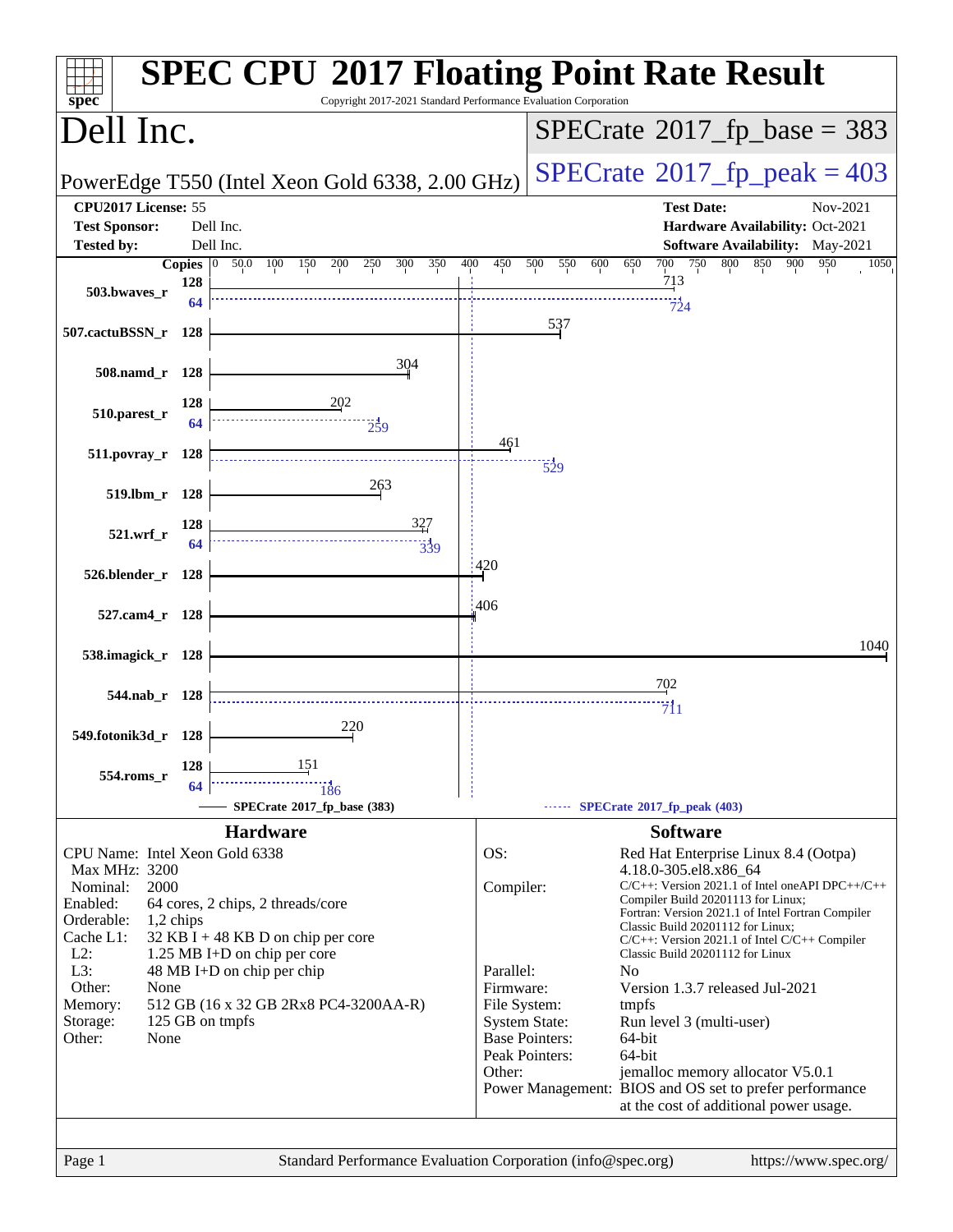# SPEC CPU 2017 Floating Point Rate Result

Copyright 2017-2021 Standard Performance Evaluation Corporation

## Dell Inc.

PowerEdge T550 (Intel Xeon Gold 6338, 2.00 GHz)

SPECrate 2017_fp_base = 383

SPECrate 2017_fp_peak = 403

| | | | |
|---|---|---|---|
| **CPU2017 License:** | 55 | **Test Date:** | Nov-2021 |
| **Test Sponsor:** | Dell Inc. | **Hardware Availability:** | Oct-2021 |
| **Tested by:** | Dell Inc. | **Software Availability:** | May-2021 |

| Benchmark | Copies (base) | Base | Copies (peak) | Peak |
|---|---|---|---|---|
| 503.bwaves_r | 128 | 713 | 64 | 724 |
| 507.cactuBSSN_r | 128 | 537 | | |
| 508.namd_r | 128 | 304 | | |
| 510.parest_r | 128 | 202 | 64 | 259 |
| 511.povray_r | 128 | 461 | | 529 |
| 519.lbm_r | 128 | 263 | | |
| 521.wrf_r | 128 | 327 | 64 | 339 |
| 526.blender_r | 128 | 420 | | |
| 527.cam4_r | 128 | 406 | | |
| 538.imagick_r | 128 | 1040 | | |
| 544.nab_r | 128 | 702 | | 711 |
| 549.fotonik3d_r | 128 | 220 | | |
| 554.roms_r | 128 | 151 | 64 | 186 |

SPECrate 2017_fp_base (383) ------ SPECrate 2017_fp_peak (403)

## Hardware

| | |
|---|---|
| CPU Name: | Intel Xeon Gold 6338 |
| Max MHz: | 3200 |
| Nominal: | 2000 |
| Enabled: | 64 cores, 2 chips, 2 threads/core |
| Orderable: | 1,2 chips |
| Cache L1: | 32 KB I + 48 KB D on chip per core |
| L2: | 1.25 MB I+D on chip per core |
| L3: | 48 MB I+D on chip per chip |
| Other: | None |
| Memory: | 512 GB (16 x 32 GB 2Rx8 PC4-3200AA-R) |
| Storage: | 125 GB on tmpfs |
| Other: | None |

## Software

| | |
|---|---|
| OS: | Red Hat Enterprise Linux 8.4 (Ootpa) 4.18.0-305.el8.x86_64 |
| Compiler: | C/C++: Version 2021.1 of Intel oneAPI DPC++/C++ Compiler Build 20201113 for Linux; Fortran: Version 2021.1 of Intel Fortran Compiler Classic Build 20201112 for Linux; C/C++: Version 2021.1 of Intel C/C++ Compiler Classic Build 20201112 for Linux |
| Parallel: | No |
| Firmware: | Version 1.3.7 released Jul-2021 |
| File System: | tmpfs |
| System State: | Run level 3 (multi-user) |
| Base Pointers: | 64-bit |
| Peak Pointers: | 64-bit |
| Other: | jemalloc memory allocator V5.0.1 |
| Power Management: | BIOS and OS set to prefer performance at the cost of additional power usage. |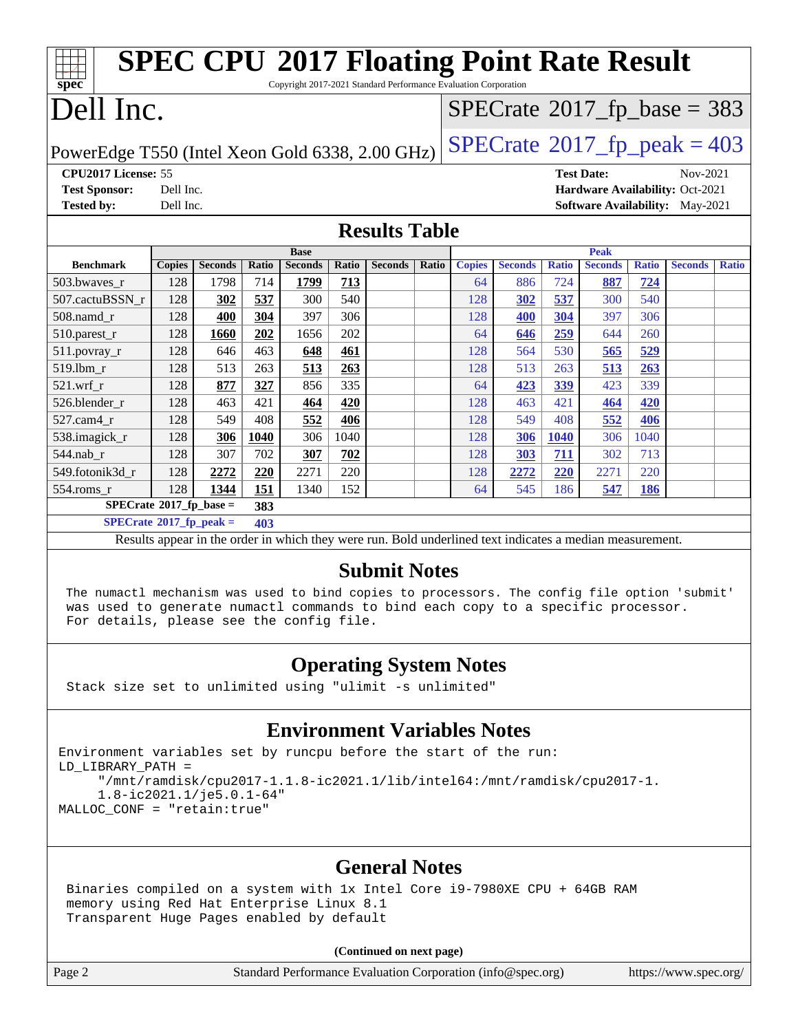# SPEC CPU 2017 Floating Point Rate Result

Copyright 2017-2021 Standard Performance Evaluation Corporation

# Dell Inc.

PowerEdge T550 (Intel Xeon Gold 6338, 2.00 GHz)

SPECrate 2017_fp_base = 383

SPECrate 2017_fp_peak = 403

**CPU2017 License:** 55
**Test Sponsor:** Dell Inc.
**Tested by:** Dell Inc.

**Test Date:** Nov-2021
**Hardware Availability:** Oct-2021
**Software Availability:** May-2021

## Results Table

| Benchmark | Base | | | | | | | Peak | | | | | | |
|---|---|---|---|---|---|---|---|---|---|---|---|---|---|---|
| | Copies | Seconds | Ratio | Seconds | Ratio | Seconds | Ratio | Copies | Seconds | Ratio | Seconds | Ratio | Seconds | Ratio |
| 503.bwaves_r | 128 | 1798 | 714 | **1799** | **713** | | | 64 | 886 | 724 | **887** | **724** | | |
| 507.cactuBSSN_r | 128 | **302** | **537** | 300 | 540 | | | 128 | **302** | **537** | 300 | 540 | | |
| 508.namd_r | 128 | **400** | **304** | 397 | 306 | | | 128 | **400** | **304** | 397 | 306 | | |
| 510.parest_r | 128 | **1660** | **202** | 1656 | 202 | | | 64 | **646** | **259** | 644 | 260 | | |
| 511.povray_r | 128 | 646 | 463 | **648** | **461** | | | 128 | 564 | 530 | **565** | **529** | | |
| 519.lbm_r | 128 | 513 | 263 | **513** | **263** | | | 128 | 513 | 263 | **513** | **263** | | |
| 521.wrf_r | 128 | **877** | **327** | 856 | 335 | | | 64 | **423** | **339** | 423 | 339 | | |
| 526.blender_r | 128 | 463 | 421 | **464** | **420** | | | 128 | 463 | 421 | **464** | **420** | | |
| 527.cam4_r | 128 | 549 | 408 | **552** | **406** | | | 128 | 549 | 408 | **552** | **406** | | |
| 538.imagick_r | 128 | **306** | **1040** | 306 | 1040 | | | 128 | **306** | **1040** | 306 | 1040 | | |
| 544.nab_r | 128 | 307 | 702 | **307** | **702** | | | 128 | **303** | **711** | 302 | 713 | | |
| 549.fotonik3d_r | 128 | **2272** | **220** | 2271 | 220 | | | 128 | **2272** | **220** | 2271 | 220 | | |
| 554.roms_r | 128 | **1344** | **151** | 1340 | 152 | | | 64 | 545 | 186 | **547** | **186** | | |

**SPECrate 2017_fp_base = 383**

**SPECrate 2017_fp_peak = 403**

Results appear in the order in which they were run. Bold underlined text indicates a median measurement.

## Submit Notes

```
The numactl mechanism was used to bind copies to processors. The config file option 'submit'
was used to generate numactl commands to bind each copy to a specific processor.
For details, please see the config file.
```

## Operating System Notes

```
Stack size set to unlimited using "ulimit -s unlimited"
```

## Environment Variables Notes

```
Environment variables set by runcpu before the start of the run:
LD_LIBRARY_PATH =
     "/mnt/ramdisk/cpu2017-1.1.8-ic2021.1/lib/intel64:/mnt/ramdisk/cpu2017-1.
     1.8-ic2021.1/je5.0.1-64"
MALLOC_CONF = "retain:true"
```

## General Notes

```
Binaries compiled on a system with 1x Intel Core i9-7980XE CPU + 64GB RAM
memory using Red Hat Enterprise Linux 8.1
Transparent Huge Pages enabled by default
```

(Continued on next page)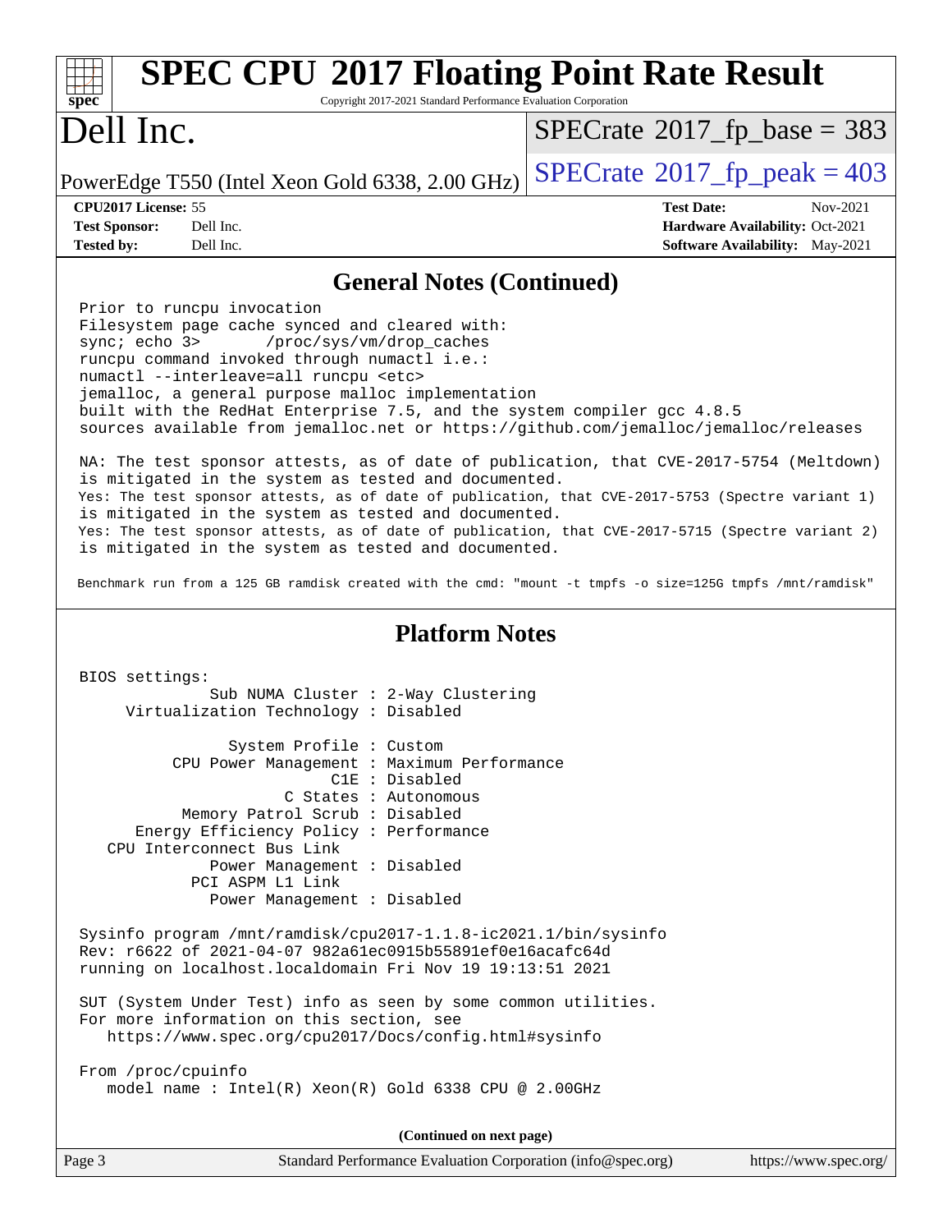# SPEC CPU 2017 Floating Point Rate Result

Copyright 2017-2021 Standard Performance Evaluation Corporation

# Dell Inc.

PowerEdge T550 (Intel Xeon Gold 6338, 2.00 GHz)

SPECrate 2017_fp_base = 383

SPECrate 2017_fp_peak = 403

**CPU2017 License:** 55
**Test Sponsor:** Dell Inc.
**Tested by:** Dell Inc.

**Test Date:** Nov-2021
**Hardware Availability:** Oct-2021
**Software Availability:** May-2021

## General Notes (Continued)

```
Prior to runcpu invocation
Filesystem page cache synced and cleared with:
sync; echo 3>       /proc/sys/vm/drop_caches
runcpu command invoked through numactl i.e.:
numactl --interleave=all runcpu <etc>
jemalloc, a general purpose malloc implementation
built with the RedHat Enterprise 7.5, and the system compiler gcc 4.8.5
sources available from jemalloc.net or https://github.com/jemalloc/jemalloc/releases

NA: The test sponsor attests, as of date of publication, that CVE-2017-5754 (Meltdown)
is mitigated in the system as tested and documented.
Yes: The test sponsor attests, as of date of publication, that CVE-2017-5753 (Spectre variant 1)
is mitigated in the system as tested and documented.
Yes: The test sponsor attests, as of date of publication, that CVE-2017-5715 (Spectre variant 2)
is mitigated in the system as tested and documented.

Benchmark run from a 125 GB ramdisk created with the cmd: "mount -t tmpfs -o size=125G tmpfs /mnt/ramdisk"
```

## Platform Notes

```
BIOS settings:
            Sub NUMA Cluster : 2-Way Clustering
    Virtualization Technology : Disabled

              System Profile : Custom
        CPU Power Management : Maximum Performance
                         C1E : Disabled
                    C States : Autonomous
         Memory Patrol Scrub : Disabled
     Energy Efficiency Policy : Performance
   CPU Interconnect Bus Link
            Power Management : Disabled
          PCI ASPM L1 Link
            Power Management : Disabled

Sysinfo program /mnt/ramdisk/cpu2017-1.1.8-ic2021.1/bin/sysinfo
Rev: r6622 of 2021-04-07 982a61ec0915b55891ef0e16acafc64d
running on localhost.localdomain Fri Nov 19 19:13:51 2021

SUT (System Under Test) info as seen by some common utilities.
For more information on this section, see
   https://www.spec.org/cpu2017/Docs/config.html#sysinfo

From /proc/cpuinfo
   model name : Intel(R) Xeon(R) Gold 6338 CPU @ 2.00GHz
```

(Continued on next page)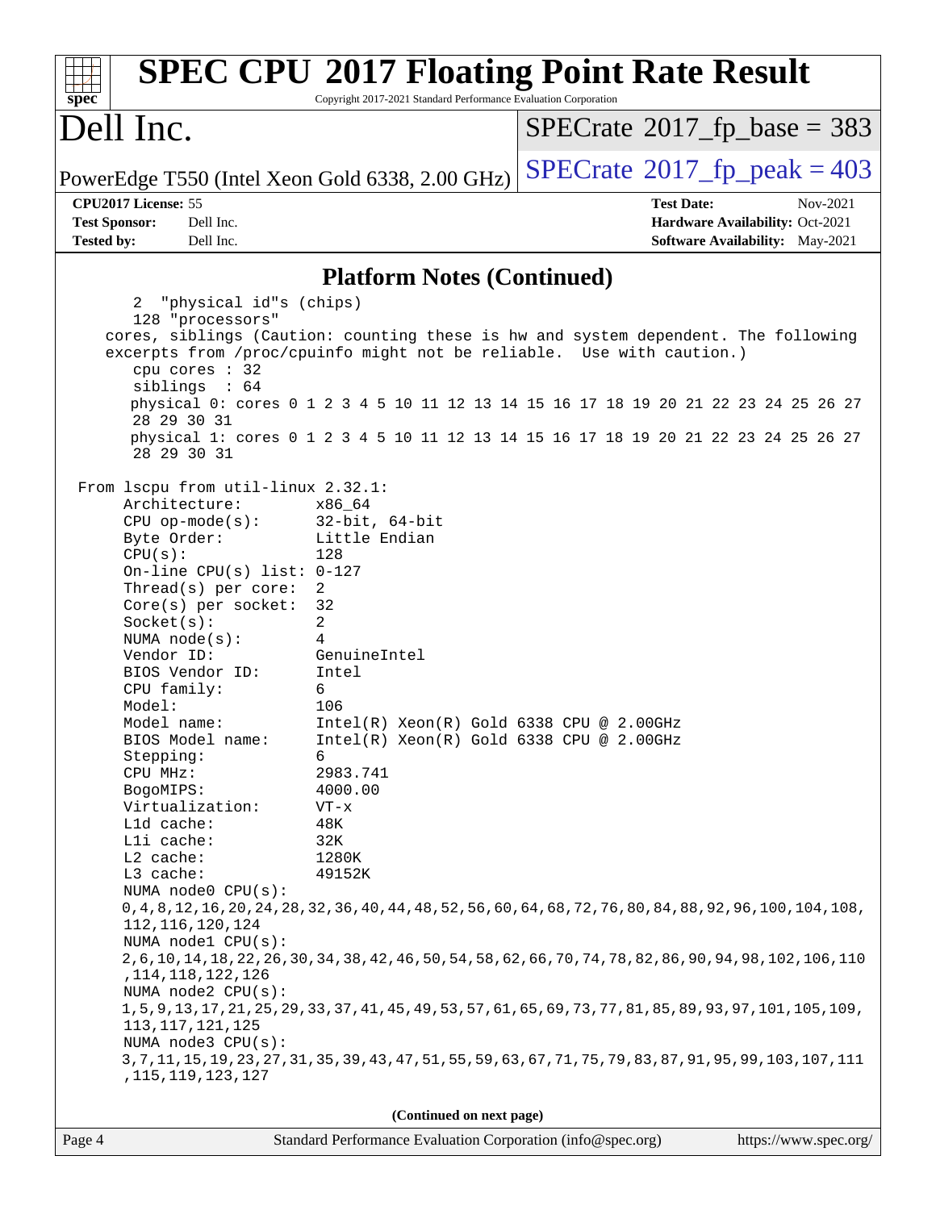# SPEC CPU 2017 Floating Point Rate Result

Copyright 2017-2021 Standard Performance Evaluation Corporation

## Dell Inc.

PowerEdge T550 (Intel Xeon Gold 6338, 2.00 GHz)

SPECrate 2017_fp_base = 383

SPECrate 2017_fp_peak = 403

**CPU2017 License:** 55
**Test Sponsor:** Dell Inc.
**Tested by:** Dell Inc.

**Test Date:** Nov-2021
**Hardware Availability:** Oct-2021
**Software Availability:** May-2021

## Platform Notes (Continued)

```
      2  "physical id"s (chips)
      128 "processors"
    cores, siblings (Caution: counting these is hw and system dependent. The following
    excerpts from /proc/cpuinfo might not be reliable.  Use with caution.)
      cpu cores : 32
      siblings  : 64
      physical 0: cores 0 1 2 3 4 5 10 11 12 13 14 15 16 17 18 19 20 21 22 23 24 25 26 27
      28 29 30 31
      physical 1: cores 0 1 2 3 4 5 10 11 12 13 14 15 16 17 18 19 20 21 22 23 24 25 26 27
      28 29 30 31

 From lscpu from util-linux 2.32.1:
     Architecture:        x86_64
     CPU op-mode(s):      32-bit, 64-bit
     Byte Order:          Little Endian
     CPU(s):              128
     On-line CPU(s) list: 0-127
     Thread(s) per core:  2
     Core(s) per socket:  32
     Socket(s):           2
     NUMA node(s):        4
     Vendor ID:           GenuineIntel
     BIOS Vendor ID:      Intel
     CPU family:          6
     Model:               106
     Model name:          Intel(R) Xeon(R) Gold 6338 CPU @ 2.00GHz
     BIOS Model name:     Intel(R) Xeon(R) Gold 6338 CPU @ 2.00GHz
     Stepping:            6
     CPU MHz:             2983.741
     BogoMIPS:            4000.00
     Virtualization:      VT-x
     L1d cache:           48K
     L1i cache:           32K
     L2 cache:            1280K
     L3 cache:            49152K
     NUMA node0 CPU(s):
     0,4,8,12,16,20,24,28,32,36,40,44,48,52,56,60,64,68,72,76,80,84,88,92,96,100,104,108,
     112,116,120,124
     NUMA node1 CPU(s):
     2,6,10,14,18,22,26,30,34,38,42,46,50,54,58,62,66,70,74,78,82,86,90,94,98,102,106,110
     ,114,118,122,126
     NUMA node2 CPU(s):
     1,5,9,13,17,21,25,29,33,37,41,45,49,53,57,61,65,69,73,77,81,85,89,93,97,101,105,109,
     113,117,121,125
     NUMA node3 CPU(s):
     3,7,11,15,19,23,27,31,35,39,43,47,51,55,59,63,67,71,75,79,83,87,91,95,99,103,107,111
     ,115,119,123,127
```

(Continued on next page)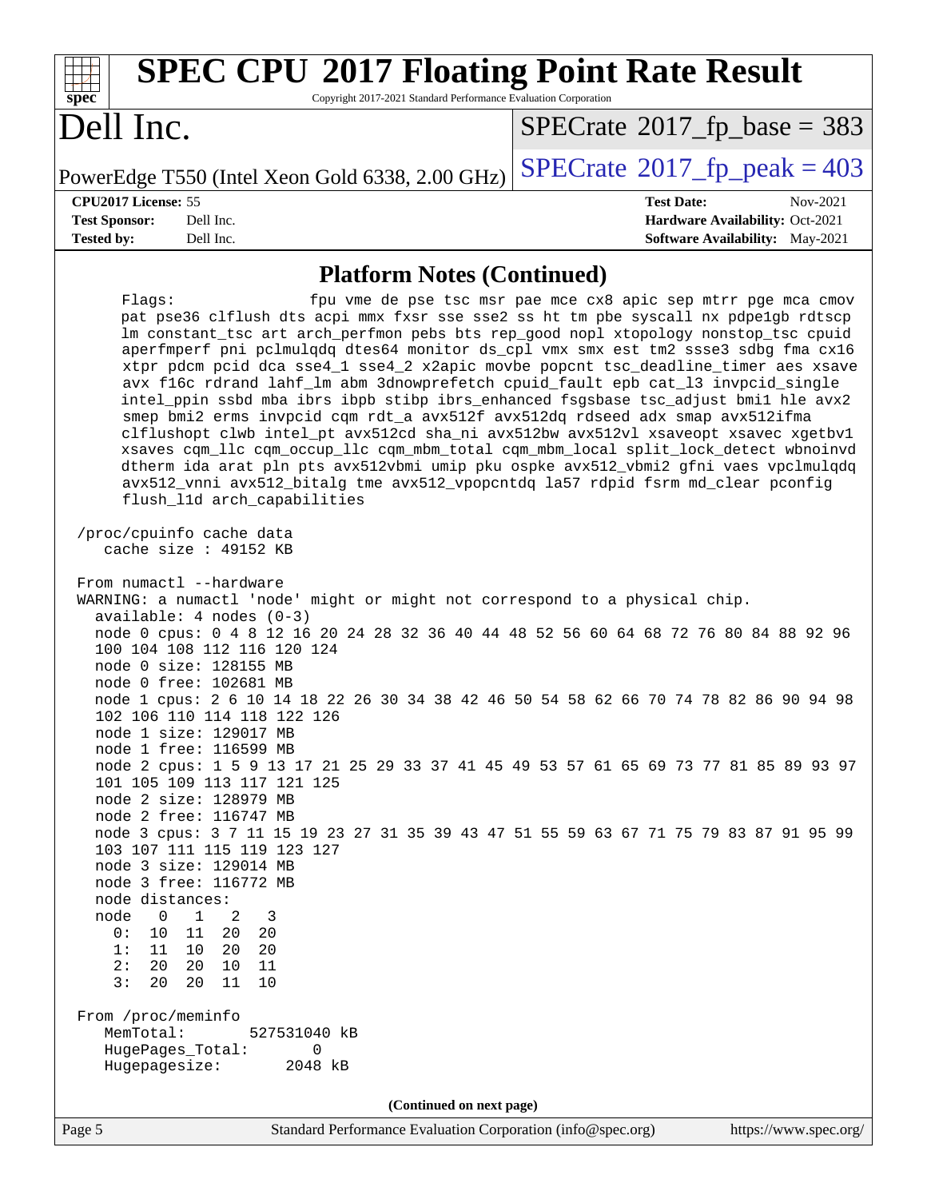## Platform Notes (Continued)

```
    Flags:                fpu vme de pse tsc msr pae mce cx8 apic sep mtrr pge mca cmov
    pat pse36 clflush dts acpi mmx fxsr sse sse2 ss ht tm pbe syscall nx pdpe1gb rdtscp
    lm constant_tsc art arch_perfmon pebs bts rep_good nopl xtopology nonstop_tsc cpuid
    aperfmperf pni pclmulqdq dtes64 monitor ds_cpl vmx smx est tm2 ssse3 sdbg fma cx16
    xtpr pdcm pcid dca sse4_1 sse4_2 x2apic movbe popcnt tsc_deadline_timer aes xsave
    avx f16c rdrand lahf_lm abm 3dnowprefetch cpuid_fault epb cat_l3 invpcid_single
    intel_ppin ssbd mba ibrs ibpb stibp ibrs_enhanced fsgsbase tsc_adjust bmi1 hle avx2
    smep bmi2 erms invpcid cqm rdt_a avx512f avx512dq rdseed adx smap avx512ifma
    clflushopt clwb intel_pt avx512cd sha_ni avx512bw avx512vl xsaveopt xsavec xgetbv1
    xsaves cqm_llc cqm_occup_llc cqm_mbm_total cqm_mbm_local split_lock_detect wbnoinvd
    dtherm ida arat pln pts avx512vbmi umip pku ospke avx512_vbmi2 gfni vaes vpclmulqdq
    avx512_vnni avx512_bitalg tme avx512_vpopcntdq la57 rdpid fsrm md_clear pconfig
    flush_l1d arch_capabilities

 /proc/cpuinfo cache data
    cache size : 49152 KB

 From numactl --hardware
 WARNING: a numactl 'node' might or might not correspond to a physical chip.
   available: 4 nodes (0-3)
   node 0 cpus: 0 4 8 12 16 20 24 28 32 36 40 44 48 52 56 60 64 68 72 76 80 84 88 92 96
   100 104 108 112 116 120 124
   node 0 size: 128155 MB
   node 0 free: 102681 MB
   node 1 cpus: 2 6 10 14 18 22 26 30 34 38 42 46 50 54 58 62 66 70 74 78 82 86 90 94 98
   102 106 110 114 118 122 126
   node 1 size: 129017 MB
   node 1 free: 116599 MB
   node 2 cpus: 1 5 9 13 17 21 25 29 33 37 41 45 49 53 57 61 65 69 73 77 81 85 89 93 97
   101 105 109 113 117 121 125
   node 2 size: 128979 MB
   node 2 free: 116747 MB
   node 3 cpus: 3 7 11 15 19 23 27 31 35 39 43 47 51 55 59 63 67 71 75 79 83 87 91 95 99
   103 107 111 115 119 123 127
   node 3 size: 129014 MB
   node 3 free: 116772 MB
   node distances:
   node   0   1   2   3
     0:  10  11  20  20
     1:  11  10  20  20
     2:  20  20  10  11
     3:  20  20  11  10

 From /proc/meminfo
    MemTotal:       527531040 kB
    HugePages_Total:       0
    Hugepagesize:       2048 kB
```

(Continued on next page)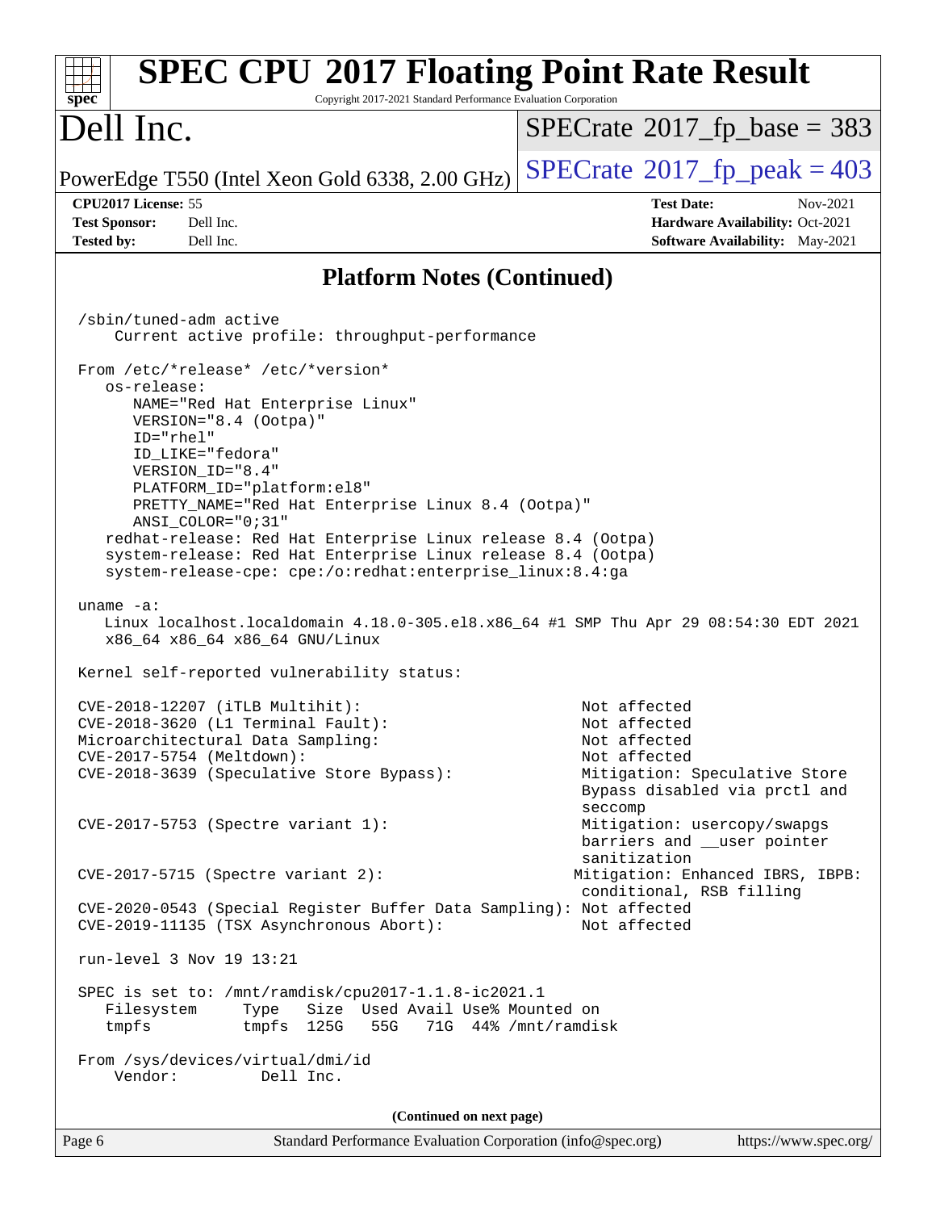# Platform Notes (Continued)

```
/sbin/tuned-adm active
    Current active profile: throughput-performance

From /etc/*release* /etc/*version*
   os-release:
      NAME="Red Hat Enterprise Linux"
      VERSION="8.4 (Ootpa)"
      ID="rhel"
      ID_LIKE="fedora"
      VERSION_ID="8.4"
      PLATFORM_ID="platform:el8"
      PRETTY_NAME="Red Hat Enterprise Linux 8.4 (Ootpa)"
      ANSI_COLOR="0;31"
   redhat-release: Red Hat Enterprise Linux release 8.4 (Ootpa)
   system-release: Red Hat Enterprise Linux release 8.4 (Ootpa)
   system-release-cpe: cpe:/o:redhat:enterprise_linux:8.4:ga

uname -a:
   Linux localhost.localdomain 4.18.0-305.el8.x86_64 #1 SMP Thu Apr 29 08:54:30 EDT 2021
   x86_64 x86_64 x86_64 GNU/Linux

Kernel self-reported vulnerability status:

CVE-2018-12207 (iTLB Multihit):                          Not affected
CVE-2018-3620 (L1 Terminal Fault):                       Not affected
Microarchitectural Data Sampling:                        Not affected
CVE-2017-5754 (Meltdown):                                Not affected
CVE-2018-3639 (Speculative Store Bypass):                Mitigation: Speculative Store
                                                         Bypass disabled via prctl and
                                                         seccomp
CVE-2017-5753 (Spectre variant 1):                       Mitigation: usercopy/swapgs
                                                         barriers and __user pointer
                                                         sanitization
CVE-2017-5715 (Spectre variant 2):                      Mitigation: Enhanced IBRS, IBPB:
                                                         conditional, RSB filling
CVE-2020-0543 (Special Register Buffer Data Sampling): Not affected
CVE-2019-11135 (TSX Asynchronous Abort):                 Not affected

run-level 3 Nov 19 13:21

SPEC is set to: /mnt/ramdisk/cpu2017-1.1.8-ic2021.1
   Filesystem     Type   Size  Used Avail Use% Mounted on
   tmpfs          tmpfs  125G   55G   71G  44% /mnt/ramdisk

From /sys/devices/virtual/dmi/id
    Vendor:         Dell Inc.
```

(Continued on next page)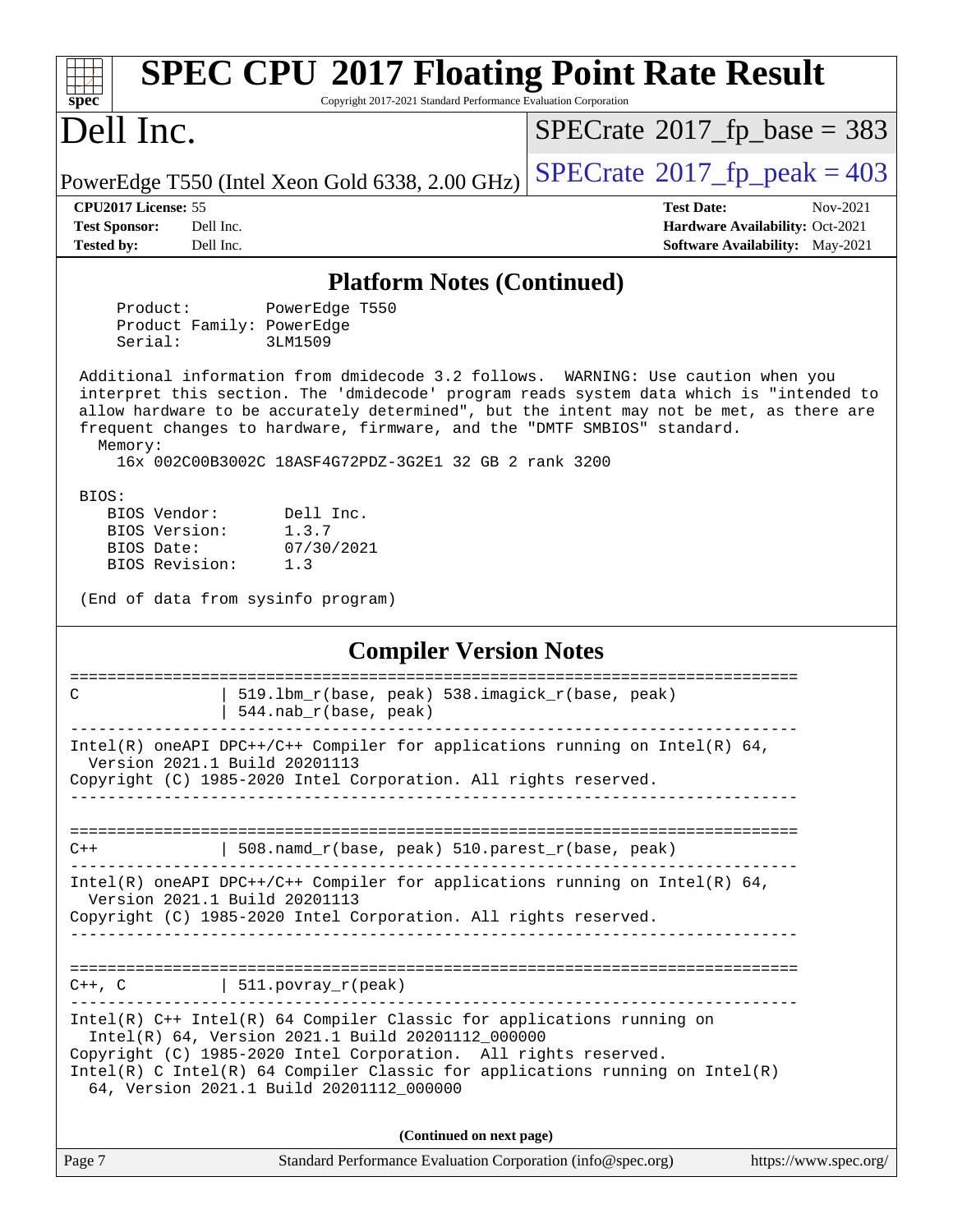## Platform Notes (Continued)

```
     Product:        PowerEdge T550
     Product Family: PowerEdge
     Serial:         3LM1509

 Additional information from dmidecode 3.2 follows.  WARNING: Use caution when you
 interpret this section. The 'dmidecode' program reads system data which is "intended to
 allow hardware to be accurately determined", but the intent may not be met, as there are
 frequent changes to hardware, firmware, and the "DMTF SMBIOS" standard.
   Memory:
     16x 002C00B3002C 18ASF4G72PDZ-3G2E1 32 GB 2 rank 3200

 BIOS:
    BIOS Vendor:       Dell Inc.
    BIOS Version:      1.3.7
    BIOS Date:         07/30/2021
    BIOS Revision:     1.3

 (End of data from sysinfo program)
```

## Compiler Version Notes

```
==============================================================================
C               | 519.lbm_r(base, peak) 538.imagick_r(base, peak)
                | 544.nab_r(base, peak)
------------------------------------------------------------------------------
Intel(R) oneAPI DPC++/C++ Compiler for applications running on Intel(R) 64,
  Version 2021.1 Build 20201113
Copyright (C) 1985-2020 Intel Corporation. All rights reserved.
------------------------------------------------------------------------------

==============================================================================
C++             | 508.namd_r(base, peak) 510.parest_r(base, peak)
------------------------------------------------------------------------------
Intel(R) oneAPI DPC++/C++ Compiler for applications running on Intel(R) 64,
  Version 2021.1 Build 20201113
Copyright (C) 1985-2020 Intel Corporation. All rights reserved.
------------------------------------------------------------------------------

==============================================================================
C++, C          | 511.povray_r(peak)
------------------------------------------------------------------------------
Intel(R) C++ Intel(R) 64 Compiler Classic for applications running on
  Intel(R) 64, Version 2021.1 Build 20201112_000000
Copyright (C) 1985-2020 Intel Corporation.  All rights reserved.
Intel(R) C Intel(R) 64 Compiler Classic for applications running on Intel(R)
  64, Version 2021.1 Build 20201112_000000
```

(Continued on next page)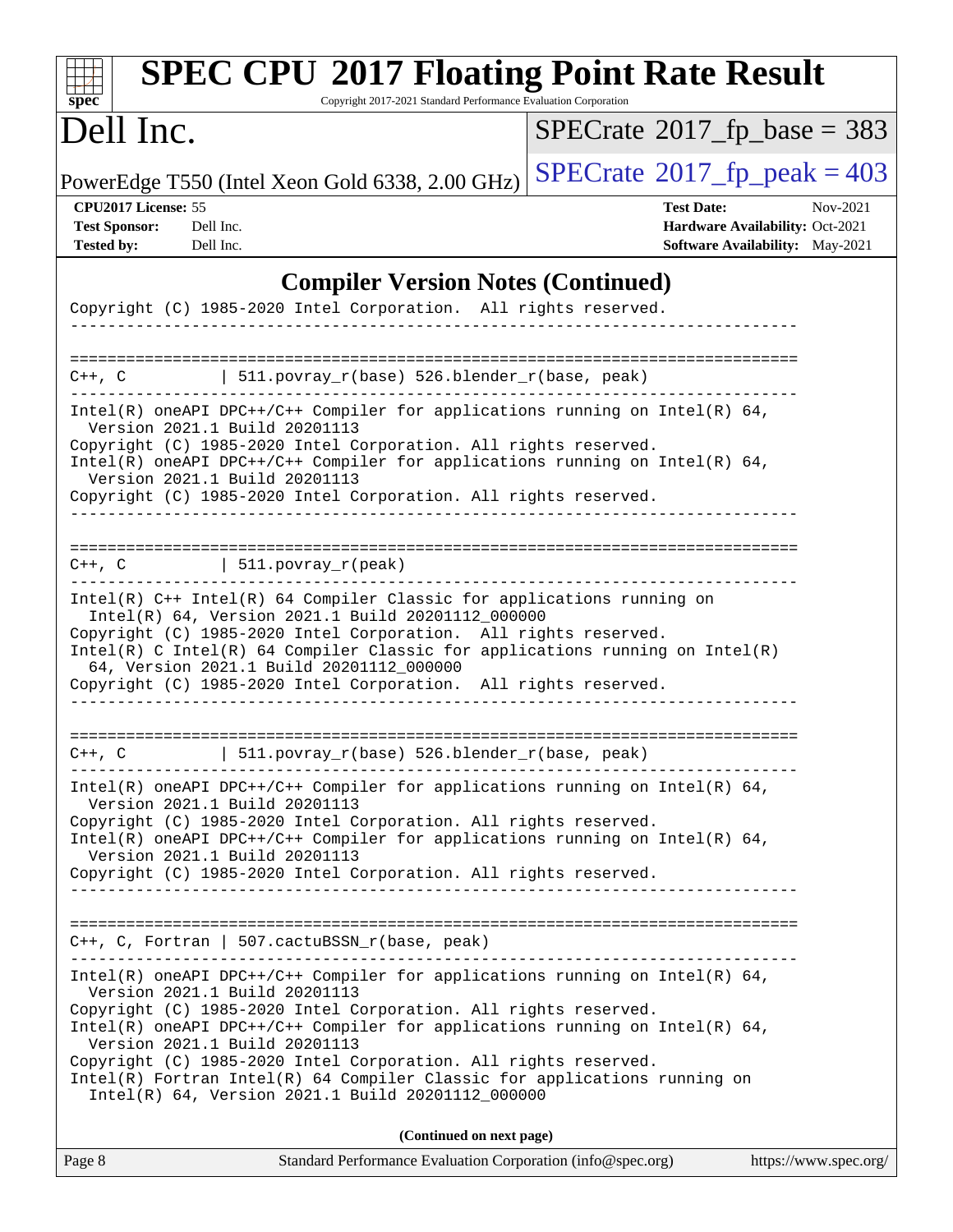## Compiler Version Notes (Continued)

```
Copyright (C) 1985-2020 Intel Corporation.  All rights reserved.
------------------------------------------------------------------------------

==============================================================================
C++, C          | 511.povray_r(base) 526.blender_r(base, peak)
------------------------------------------------------------------------------
Intel(R) oneAPI DPC++/C++ Compiler for applications running on Intel(R) 64,
  Version 2021.1 Build 20201113
Copyright (C) 1985-2020 Intel Corporation. All rights reserved.
Intel(R) oneAPI DPC++/C++ Compiler for applications running on Intel(R) 64,
  Version 2021.1 Build 20201113
Copyright (C) 1985-2020 Intel Corporation. All rights reserved.
------------------------------------------------------------------------------

==============================================================================
C++, C          | 511.povray_r(peak)
------------------------------------------------------------------------------
Intel(R) C++ Intel(R) 64 Compiler Classic for applications running on
  Intel(R) 64, Version 2021.1 Build 20201112_000000
Copyright (C) 1985-2020 Intel Corporation.  All rights reserved.
Intel(R) C Intel(R) 64 Compiler Classic for applications running on Intel(R)
  64, Version 2021.1 Build 20201112_000000
Copyright (C) 1985-2020 Intel Corporation.  All rights reserved.
------------------------------------------------------------------------------

==============================================================================
C++, C          | 511.povray_r(base) 526.blender_r(base, peak)
------------------------------------------------------------------------------
Intel(R) oneAPI DPC++/C++ Compiler for applications running on Intel(R) 64,
  Version 2021.1 Build 20201113
Copyright (C) 1985-2020 Intel Corporation. All rights reserved.
Intel(R) oneAPI DPC++/C++ Compiler for applications running on Intel(R) 64,
  Version 2021.1 Build 20201113
Copyright (C) 1985-2020 Intel Corporation. All rights reserved.
------------------------------------------------------------------------------

==============================================================================
C++, C, Fortran | 507.cactuBSSN_r(base, peak)
------------------------------------------------------------------------------
Intel(R) oneAPI DPC++/C++ Compiler for applications running on Intel(R) 64,
  Version 2021.1 Build 20201113
Copyright (C) 1985-2020 Intel Corporation. All rights reserved.
Intel(R) oneAPI DPC++/C++ Compiler for applications running on Intel(R) 64,
  Version 2021.1 Build 20201113
Copyright (C) 1985-2020 Intel Corporation. All rights reserved.
Intel(R) Fortran Intel(R) 64 Compiler Classic for applications running on
  Intel(R) 64, Version 2021.1 Build 20201112_000000
```

**(Continued on next page)**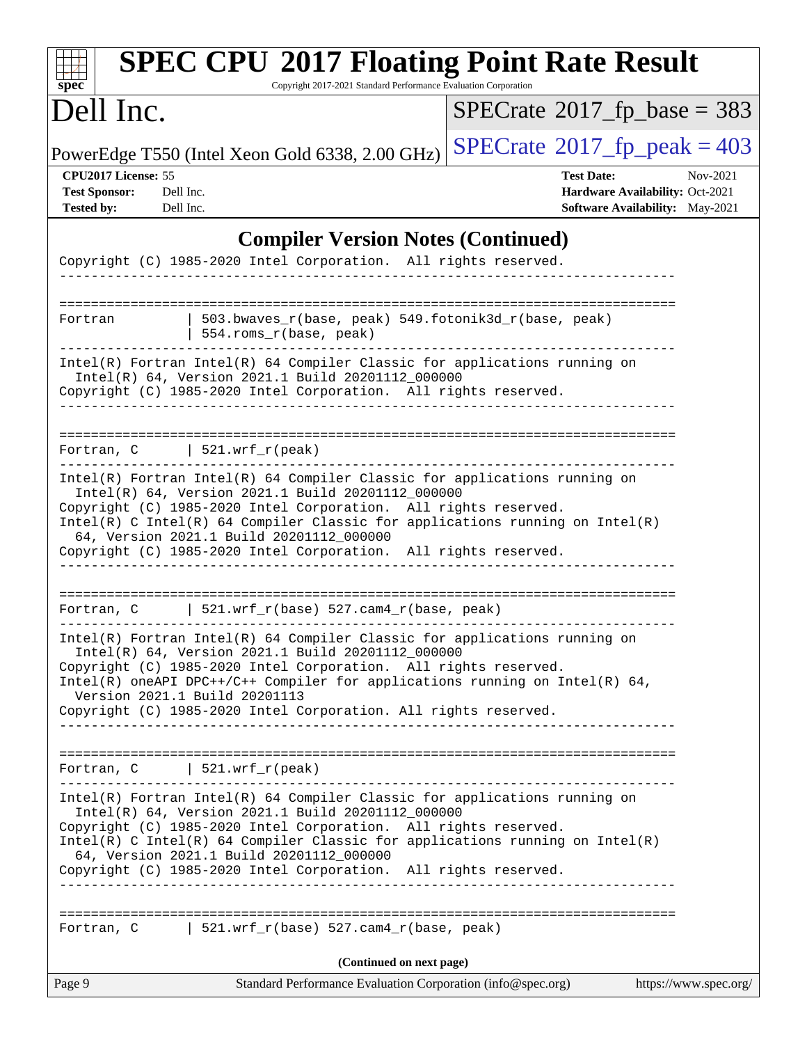## Compiler Version Notes (Continued)

```
Copyright (C) 1985-2020 Intel Corporation.  All rights reserved.
------------------------------------------------------------------------------

==============================================================================
Fortran         | 503.bwaves_r(base, peak) 549.fotonik3d_r(base, peak)
                | 554.roms_r(base, peak)
------------------------------------------------------------------------------
Intel(R) Fortran Intel(R) 64 Compiler Classic for applications running on
  Intel(R) 64, Version 2021.1 Build 20201112_000000
Copyright (C) 1985-2020 Intel Corporation.  All rights reserved.
------------------------------------------------------------------------------

==============================================================================
Fortran, C      | 521.wrf_r(peak)
------------------------------------------------------------------------------
Intel(R) Fortran Intel(R) 64 Compiler Classic for applications running on
  Intel(R) 64, Version 2021.1 Build 20201112_000000
Copyright (C) 1985-2020 Intel Corporation.  All rights reserved.
Intel(R) C Intel(R) 64 Compiler Classic for applications running on Intel(R)
  64, Version 2021.1 Build 20201112_000000
Copyright (C) 1985-2020 Intel Corporation.  All rights reserved.
------------------------------------------------------------------------------

==============================================================================
Fortran, C      | 521.wrf_r(base) 527.cam4_r(base, peak)
------------------------------------------------------------------------------
Intel(R) Fortran Intel(R) 64 Compiler Classic for applications running on
  Intel(R) 64, Version 2021.1 Build 20201112_000000
Copyright (C) 1985-2020 Intel Corporation.  All rights reserved.
Intel(R) oneAPI DPC++/C++ Compiler for applications running on Intel(R) 64,
  Version 2021.1 Build 20201113
Copyright (C) 1985-2020 Intel Corporation. All rights reserved.
------------------------------------------------------------------------------

==============================================================================
Fortran, C      | 521.wrf_r(peak)
------------------------------------------------------------------------------
Intel(R) Fortran Intel(R) 64 Compiler Classic for applications running on
  Intel(R) 64, Version 2021.1 Build 20201112_000000
Copyright (C) 1985-2020 Intel Corporation.  All rights reserved.
Intel(R) C Intel(R) 64 Compiler Classic for applications running on Intel(R)
  64, Version 2021.1 Build 20201112_000000
Copyright (C) 1985-2020 Intel Corporation.  All rights reserved.
------------------------------------------------------------------------------

==============================================================================
Fortran, C      | 521.wrf_r(base) 527.cam4_r(base, peak)
```

(Continued on next page)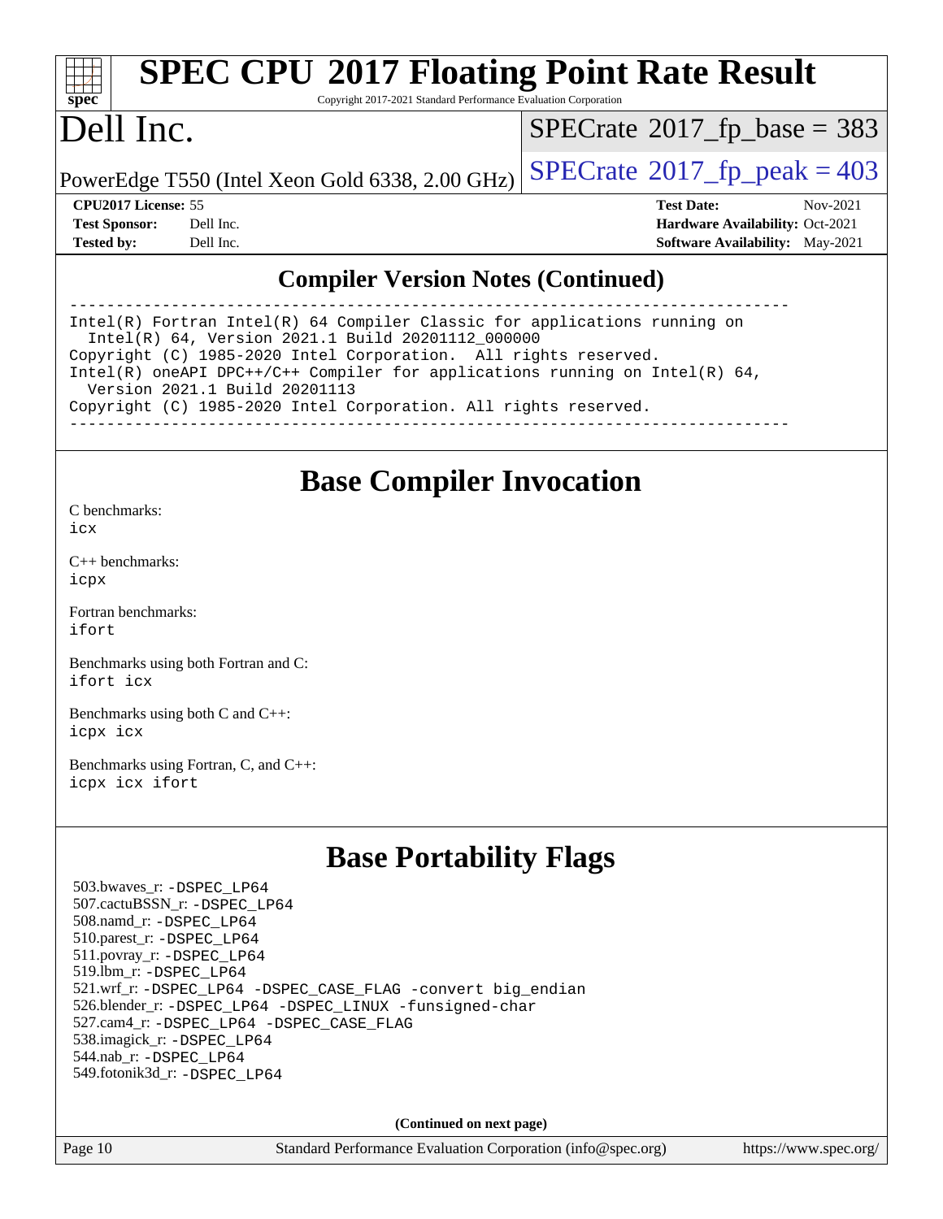## Compiler Version Notes (Continued)

```
------------------------------------------------------------------------------
Intel(R) Fortran Intel(R) 64 Compiler Classic for applications running on
  Intel(R) 64, Version 2021.1 Build 20201112_000000
Copyright (C) 1985-2020 Intel Corporation.  All rights reserved.
Intel(R) oneAPI DPC++/C++ Compiler for applications running on Intel(R) 64,
  Version 2021.1 Build 20201113
Copyright (C) 1985-2020 Intel Corporation. All rights reserved.
------------------------------------------------------------------------------
```

## Base Compiler Invocation

C benchmarks:
icx

C++ benchmarks:
icpx

Fortran benchmarks:
ifort

Benchmarks using both Fortran and C:
ifort icx

Benchmarks using both C and C++:
icpx icx

Benchmarks using Fortran, C, and C++:
icpx icx ifort

## Base Portability Flags

503.bwaves_r: -DSPEC_LP64
507.cactuBSSN_r: -DSPEC_LP64
508.namd_r: -DSPEC_LP64
510.parest_r: -DSPEC_LP64
511.povray_r: -DSPEC_LP64
519.lbm_r: -DSPEC_LP64
521.wrf_r: -DSPEC_LP64 -DSPEC_CASE_FLAG -convert big_endian
526.blender_r: -DSPEC_LP64 -DSPEC_LINUX -funsigned-char
527.cam4_r: -DSPEC_LP64 -DSPEC_CASE_FLAG
538.imagick_r: -DSPEC_LP64
544.nab_r: -DSPEC_LP64
549.fotonik3d_r: -DSPEC_LP64

(Continued on next page)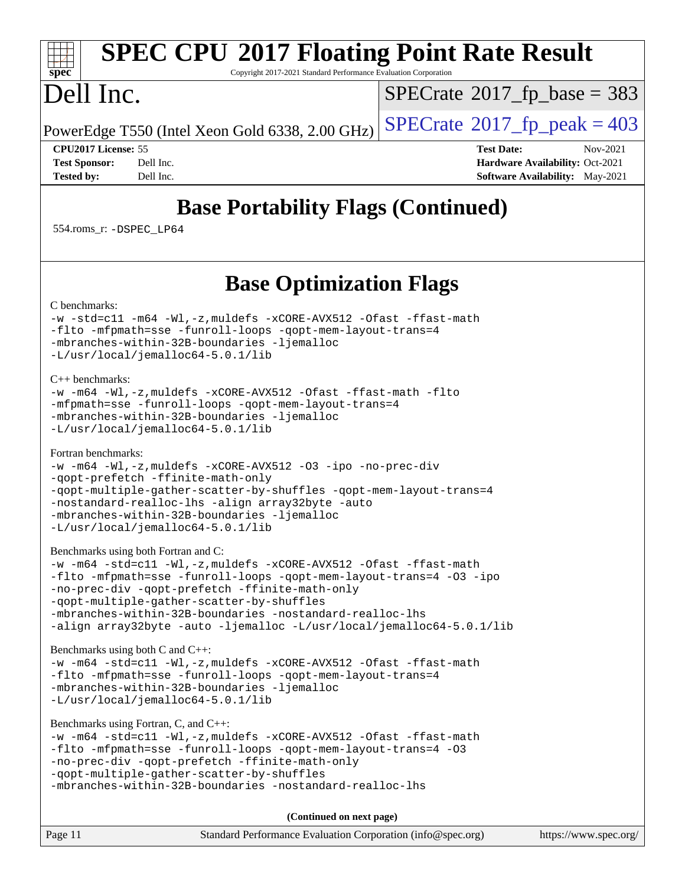# SPEC CPU 2017 Floating Point Rate Result

Copyright 2017-2021 Standard Performance Evaluation Corporation

# Dell Inc.

PowerEdge T550 (Intel Xeon Gold 6338, 2.00 GHz)

SPECrate 2017_fp_base = 383

SPECrate 2017_fp_peak = 403

**CPU2017 License:** 55
**Test Sponsor:** Dell Inc.
**Tested by:** Dell Inc.

**Test Date:** Nov-2021
**Hardware Availability:** Oct-2021
**Software Availability:** May-2021

## Base Portability Flags (Continued)

554.roms_r: `-DSPEC_LP64`

## Base Optimization Flags

C benchmarks:

```
-w -std=c11 -m64 -Wl,-z,muldefs -xCORE-AVX512 -Ofast -ffast-math
-flto -mfpmath=sse -funroll-loops -qopt-mem-layout-trans=4
-mbranches-within-32B-boundaries -ljemalloc
-L/usr/local/jemalloc64-5.0.1/lib
```

C++ benchmarks:

```
-w -m64 -Wl,-z,muldefs -xCORE-AVX512 -Ofast -ffast-math -flto
-mfpmath=sse -funroll-loops -qopt-mem-layout-trans=4
-mbranches-within-32B-boundaries -ljemalloc
-L/usr/local/jemalloc64-5.0.1/lib
```

Fortran benchmarks:

```
-w -m64 -Wl,-z,muldefs -xCORE-AVX512 -O3 -ipo -no-prec-div
-qopt-prefetch -ffinite-math-only
-qopt-multiple-gather-scatter-by-shuffles -qopt-mem-layout-trans=4
-nostandard-realloc-lhs -align array32byte -auto
-mbranches-within-32B-boundaries -ljemalloc
-L/usr/local/jemalloc64-5.0.1/lib
```

Benchmarks using both Fortran and C:

```
-w -m64 -std=c11 -Wl,-z,muldefs -xCORE-AVX512 -Ofast -ffast-math
-flto -mfpmath=sse -funroll-loops -qopt-mem-layout-trans=4 -O3 -ipo
-no-prec-div -qopt-prefetch -ffinite-math-only
-qopt-multiple-gather-scatter-by-shuffles
-mbranches-within-32B-boundaries -nostandard-realloc-lhs
-align array32byte -auto -ljemalloc -L/usr/local/jemalloc64-5.0.1/lib
```

Benchmarks using both C and C++:

```
-w -m64 -std=c11 -Wl,-z,muldefs -xCORE-AVX512 -Ofast -ffast-math
-flto -mfpmath=sse -funroll-loops -qopt-mem-layout-trans=4
-mbranches-within-32B-boundaries -ljemalloc
-L/usr/local/jemalloc64-5.0.1/lib
```

Benchmarks using Fortran, C, and C++:

```
-w -m64 -std=c11 -Wl,-z,muldefs -xCORE-AVX512 -Ofast -ffast-math
-flto -mfpmath=sse -funroll-loops -qopt-mem-layout-trans=4 -O3
-no-prec-div -qopt-prefetch -ffinite-math-only
-qopt-multiple-gather-scatter-by-shuffles
-mbranches-within-32B-boundaries -nostandard-realloc-lhs
```

**(Continued on next page)**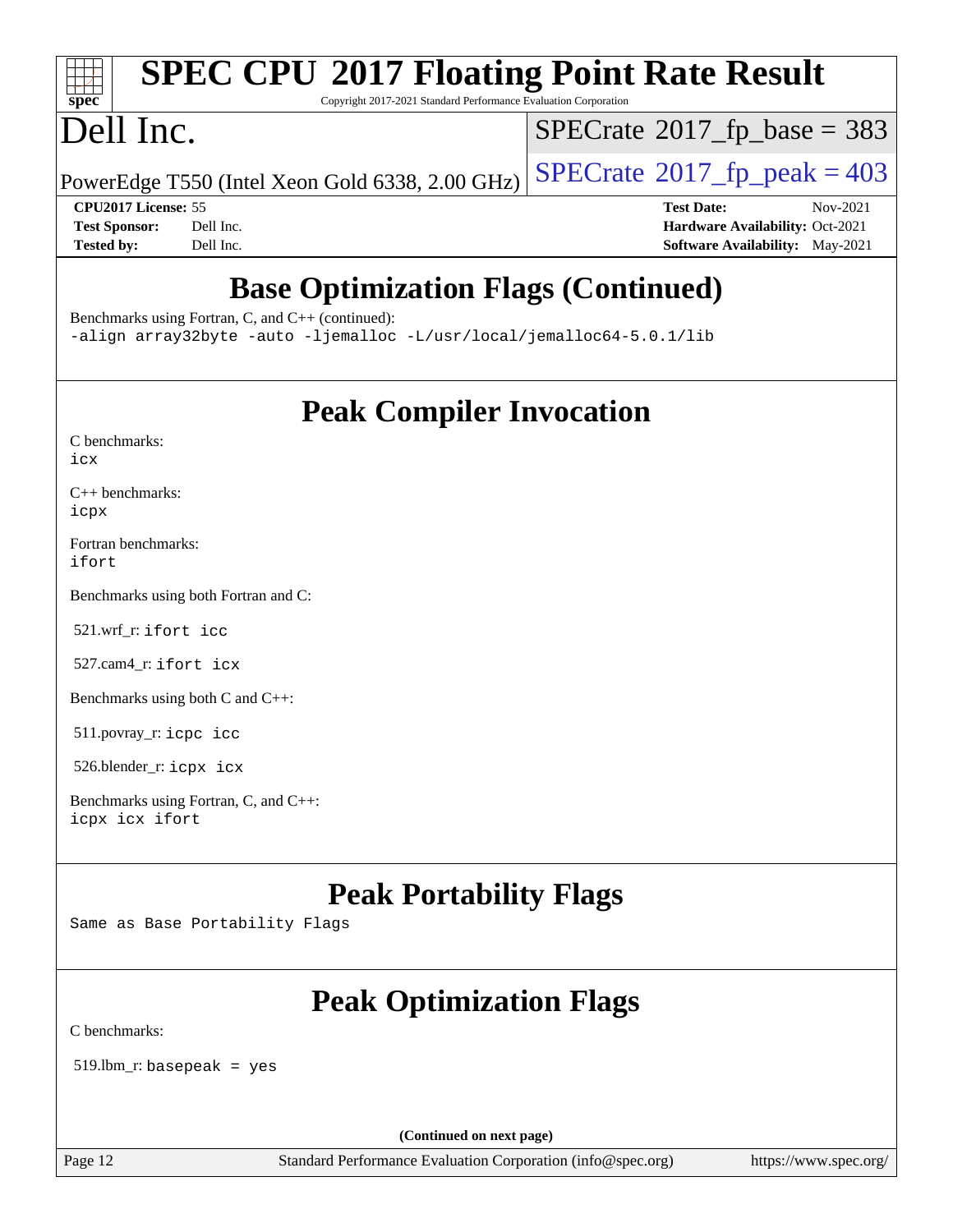# SPEC CPU 2017 Floating Point Rate Result

Copyright 2017-2021 Standard Performance Evaluation Corporation

# Dell Inc.

PowerEdge T550 (Intel Xeon Gold 6338, 2.00 GHz)

SPECrate 2017_fp_base = 383

SPECrate 2017_fp_peak = 403

**CPU2017 License:** 55
**Test Sponsor:** Dell Inc.
**Tested by:** Dell Inc.

**Test Date:** Nov-2021
**Hardware Availability:** Oct-2021
**Software Availability:** May-2021

## Base Optimization Flags (Continued)

Benchmarks using Fortran, C, and C++ (continued):

`-align array32byte -auto -ljemalloc -L/usr/local/jemalloc64-5.0.1/lib`

## Peak Compiler Invocation

C benchmarks:

`icx`

C++ benchmarks:

`icpx`

Fortran benchmarks:

`ifort`

Benchmarks using both Fortran and C:

521.wrf_r: `ifort icc`

527.cam4_r: `ifort icx`

Benchmarks using both C and C++:

511.povray_r: `icpc icc`

526.blender_r: `icpx icx`

Benchmarks using Fortran, C, and C++:

`icpx icx ifort`

## Peak Portability Flags

Same as Base Portability Flags

## Peak Optimization Flags

C benchmarks:

519.lbm_r: `basepeak = yes`

(Continued on next page)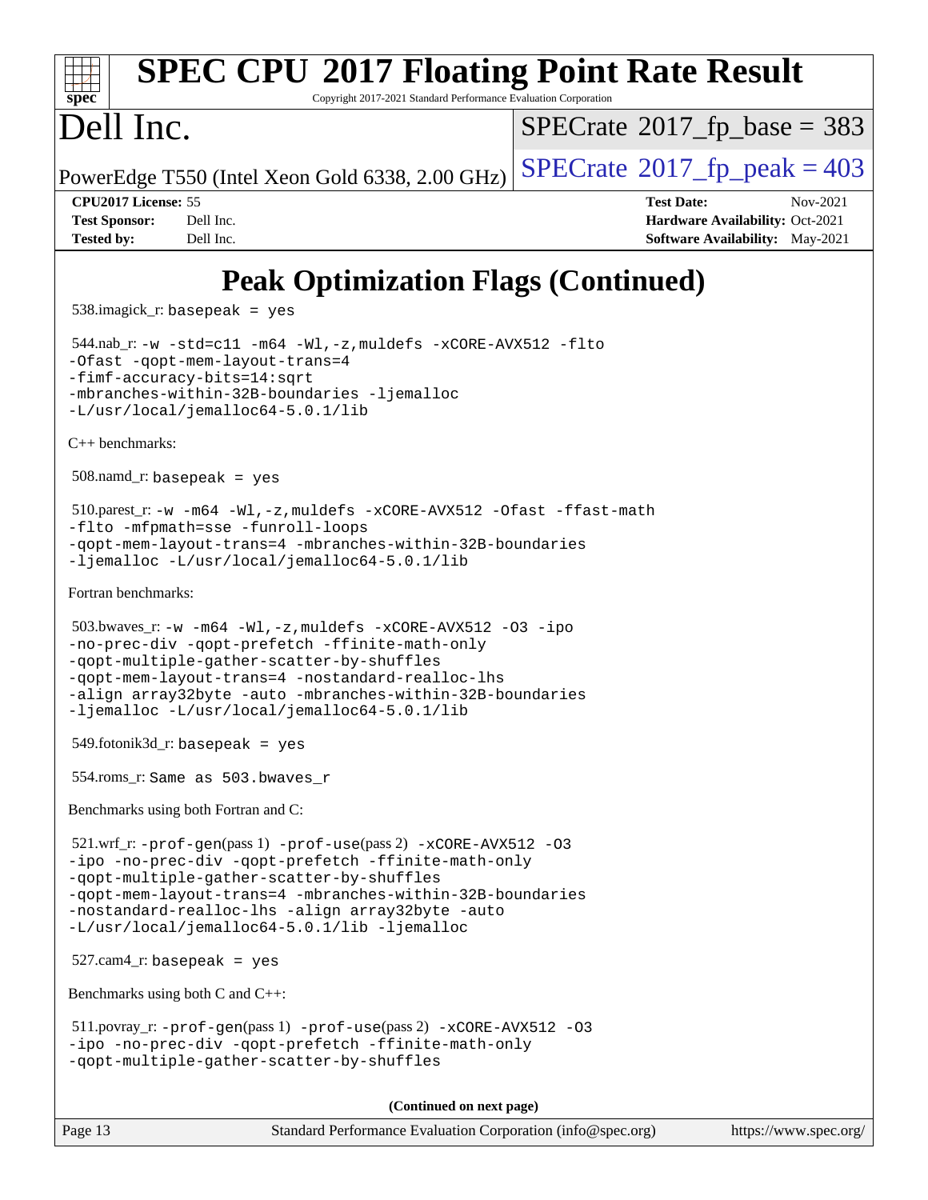# Peak Optimization Flags (Continued)

538.imagick_r: basepeak = yes

544.nab_r: -w -std=c11 -m64 -Wl,-z,muldefs -xCORE-AVX512 -flto -Ofast -qopt-mem-layout-trans=4 -fimf-accuracy-bits=14:sqrt -mbranches-within-32B-boundaries -ljemalloc -L/usr/local/jemalloc64-5.0.1/lib

C++ benchmarks:

508.namd_r: basepeak = yes

510.parest_r: -w -m64 -Wl,-z,muldefs -xCORE-AVX512 -Ofast -ffast-math -flto -mfpmath=sse -funroll-loops -qopt-mem-layout-trans=4 -mbranches-within-32B-boundaries -ljemalloc -L/usr/local/jemalloc64-5.0.1/lib

Fortran benchmarks:

503.bwaves_r: -w -m64 -Wl,-z,muldefs -xCORE-AVX512 -O3 -ipo -no-prec-div -qopt-prefetch -ffinite-math-only -qopt-multiple-gather-scatter-by-shuffles -qopt-mem-layout-trans=4 -nostandard-realloc-lhs -align array32byte -auto -mbranches-within-32B-boundaries -ljemalloc -L/usr/local/jemalloc64-5.0.1/lib

549.fotonik3d_r: basepeak = yes

554.roms_r: Same as 503.bwaves_r

Benchmarks using both Fortran and C:

521.wrf_r: -prof-gen(pass 1) -prof-use(pass 2) -xCORE-AVX512 -O3 -ipo -no-prec-div -qopt-prefetch -ffinite-math-only -qopt-multiple-gather-scatter-by-shuffles -qopt-mem-layout-trans=4 -mbranches-within-32B-boundaries -nostandard-realloc-lhs -align array32byte -auto -L/usr/local/jemalloc64-5.0.1/lib -ljemalloc

527.cam4_r: basepeak = yes

Benchmarks using both C and C++:

511.povray_r: -prof-gen(pass 1) -prof-use(pass 2) -xCORE-AVX512 -O3 -ipo -no-prec-div -qopt-prefetch -ffinite-math-only -qopt-multiple-gather-scatter-by-shuffles

(Continued on next page)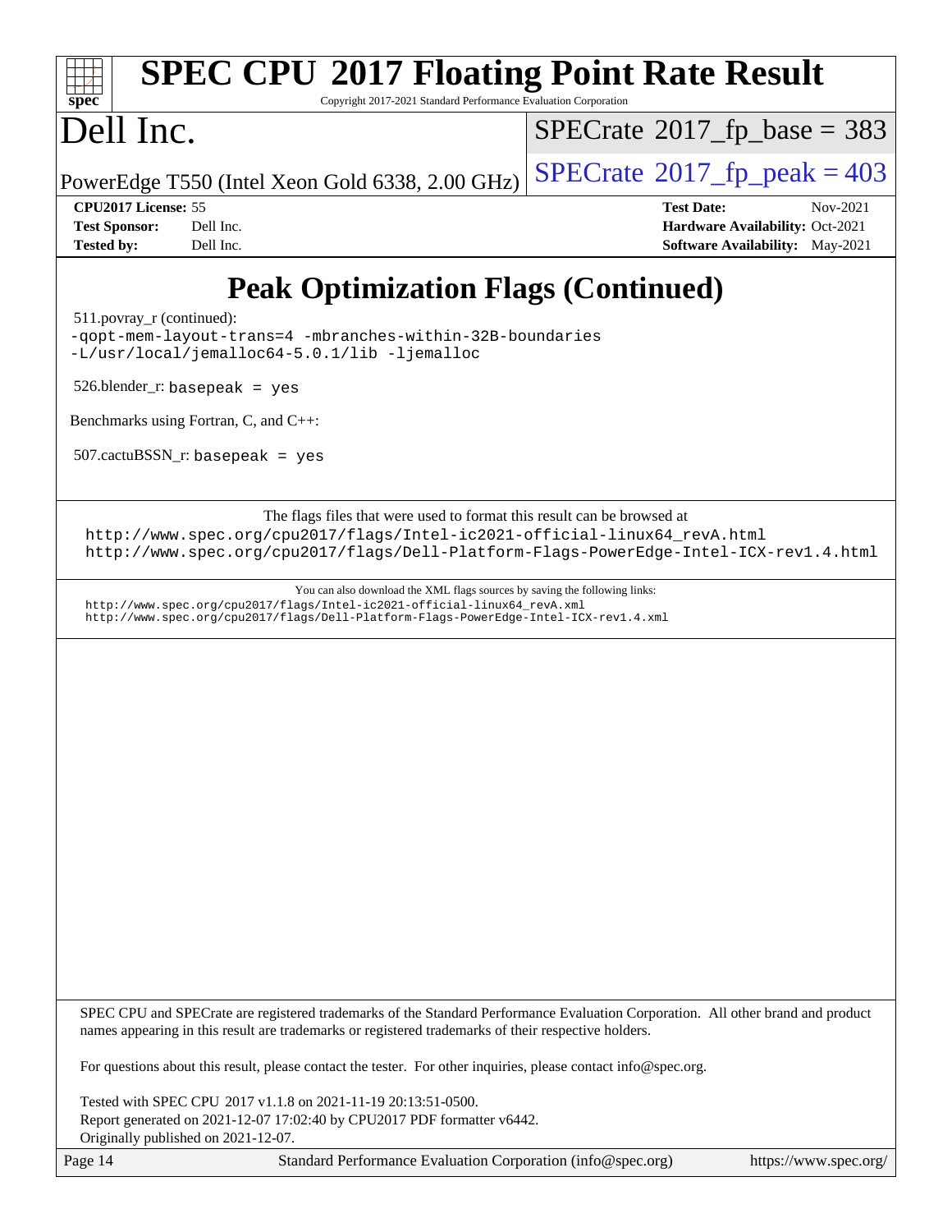# Peak Optimization Flags (Continued)

511.povray_r (continued):
```
-qopt-mem-layout-trans=4 -mbranches-within-32B-boundaries
-L/usr/local/jemalloc64-5.0.1/lib -ljemalloc
```

526.blender_r: `basepeak = yes`

Benchmarks using Fortran, C, and C++:

507.cactuBSSN_r: `basepeak = yes`

The flags files that were used to format this result can be browsed at
http://www.spec.org/cpu2017/flags/Intel-ic2021-official-linux64_revA.html
http://www.spec.org/cpu2017/flags/Dell-Platform-Flags-PowerEdge-Intel-ICX-rev1.4.html

You can also download the XML flags sources by saving the following links:
http://www.spec.org/cpu2017/flags/Intel-ic2021-official-linux64_revA.xml
http://www.spec.org/cpu2017/flags/Dell-Platform-Flags-PowerEdge-Intel-ICX-rev1.4.xml

SPEC CPU and SPECrate are registered trademarks of the Standard Performance Evaluation Corporation. All other brand and product names appearing in this result are trademarks or registered trademarks of their respective holders.

For questions about this result, please contact the tester. For other inquiries, please contact info@spec.org.

Tested with SPEC CPU 2017 v1.1.8 on 2021-11-19 20:13:51-0500.
Report generated on 2021-12-07 17:02:40 by CPU2017 PDF formatter v6442.
Originally published on 2021-12-07.